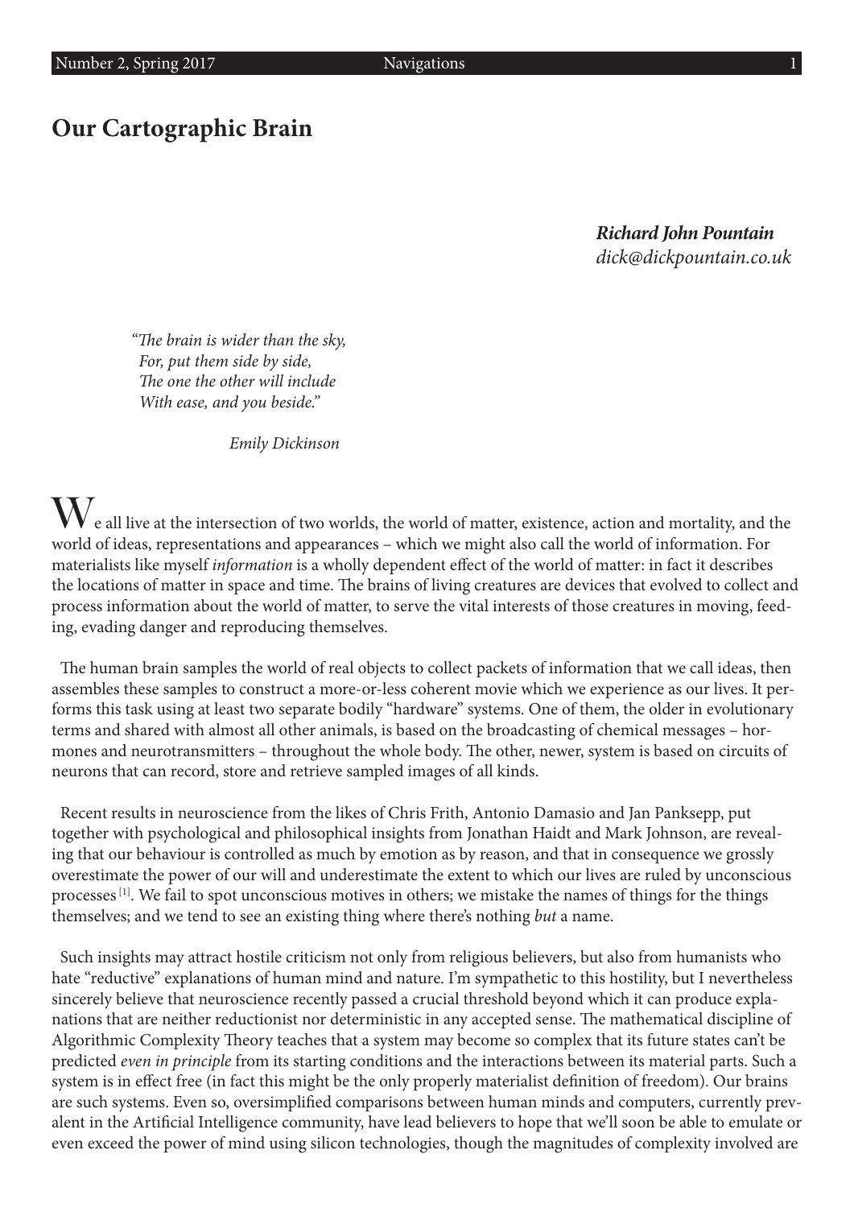# Our Cartographic Brain

***Richard John Pountain***
*dick@dickpountain.co.uk*

> *"The brain is wider than the sky,*
> *For, put them side by side,*
> *The one the other will include*
> *With ease, and you beside."*
>
> *Emily Dickinson*

We all live at the intersection of two worlds, the world of matter, existence, action and mortality, and the world of ideas, representations and appearances – which we might also call the world of information. For materialists like myself *information* is a wholly dependent effect of the world of matter: in fact it describes the locations of matter in space and time. The brains of living creatures are devices that evolved to collect and process information about the world of matter, to serve the vital interests of those creatures in moving, feeding, evading danger and reproducing themselves.

The human brain samples the world of real objects to collect packets of information that we call ideas, then assembles these samples to construct a more-or-less coherent movie which we experience as our lives. It performs this task using at least two separate bodily "hardware" systems. One of them, the older in evolutionary terms and shared with almost all other animals, is based on the broadcasting of chemical messages – hormones and neurotransmitters – throughout the whole body. The other, newer, system is based on circuits of neurons that can record, store and retrieve sampled images of all kinds.

Recent results in neuroscience from the likes of Chris Frith, Antonio Damasio and Jan Panksepp, put together with psychological and philosophical insights from Jonathan Haidt and Mark Johnson, are revealing that our behaviour is controlled as much by emotion as by reason, and that in consequence we grossly overestimate the power of our will and underestimate the extent to which our lives are ruled by unconscious processes [1]. We fail to spot unconscious motives in others; we mistake the names of things for the things themselves; and we tend to see an existing thing where there's nothing *but* a name.

Such insights may attract hostile criticism not only from religious believers, but also from humanists who hate "reductive" explanations of human mind and nature. I'm sympathetic to this hostility, but I nevertheless sincerely believe that neuroscience recently passed a crucial threshold beyond which it can produce explanations that are neither reductionist nor deterministic in any accepted sense. The mathematical discipline of Algorithmic Complexity Theory teaches that a system may become so complex that its future states can't be predicted *even in principle* from its starting conditions and the interactions between its material parts. Such a system is in effect free (in fact this might be the only properly materialist definition of freedom). Our brains are such systems. Even so, oversimplified comparisons between human minds and computers, currently prevalent in the Artificial Intelligence community, have lead believers to hope that we'll soon be able to emulate or even exceed the power of mind using silicon technologies, though the magnitudes of complexity involved are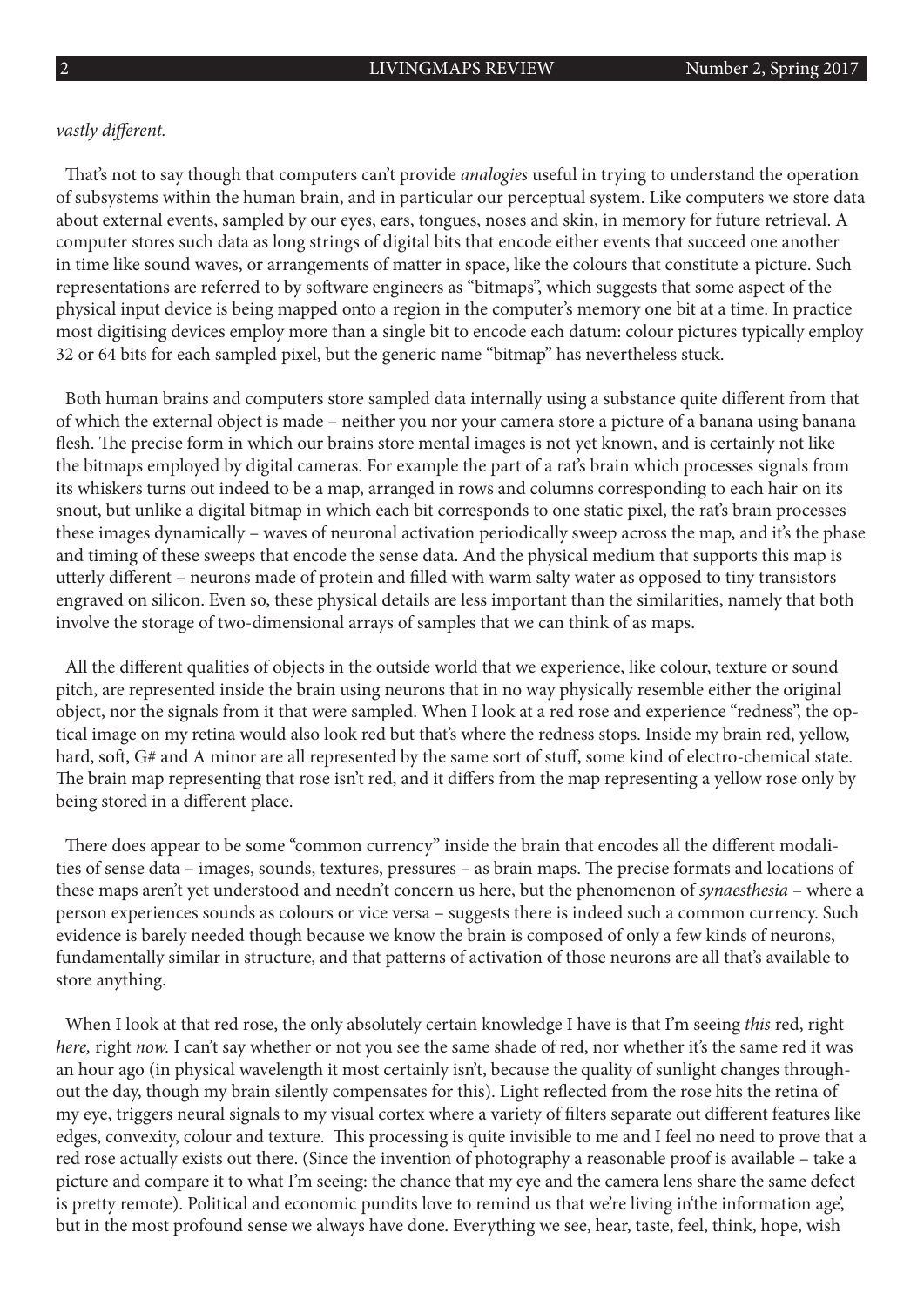*vastly different.*

That's not to say though that computers can't provide *analogies* useful in trying to understand the operation of subsystems within the human brain, and in particular our perceptual system. Like computers we store data about external events, sampled by our eyes, ears, tongues, noses and skin, in memory for future retrieval. A computer stores such data as long strings of digital bits that encode either events that succeed one another in time like sound waves, or arrangements of matter in space, like the colours that constitute a picture. Such representations are referred to by software engineers as "bitmaps", which suggests that some aspect of the physical input device is being mapped onto a region in the computer's memory one bit at a time. In practice most digitising devices employ more than a single bit to encode each datum: colour pictures typically employ 32 or 64 bits for each sampled pixel, but the generic name "bitmap" has nevertheless stuck.

Both human brains and computers store sampled data internally using a substance quite different from that of which the external object is made – neither you nor your camera store a picture of a banana using banana flesh. The precise form in which our brains store mental images is not yet known, and is certainly not like the bitmaps employed by digital cameras. For example the part of a rat's brain which processes signals from its whiskers turns out indeed to be a map, arranged in rows and columns corresponding to each hair on its snout, but unlike a digital bitmap in which each bit corresponds to one static pixel, the rat's brain processes these images dynamically – waves of neuronal activation periodically sweep across the map, and it's the phase and timing of these sweeps that encode the sense data. And the physical medium that supports this map is utterly different – neurons made of protein and filled with warm salty water as opposed to tiny transistors engraved on silicon. Even so, these physical details are less important than the similarities, namely that both involve the storage of two-dimensional arrays of samples that we can think of as maps.

All the different qualities of objects in the outside world that we experience, like colour, texture or sound pitch, are represented inside the brain using neurons that in no way physically resemble either the original object, nor the signals from it that were sampled. When I look at a red rose and experience "redness", the optical image on my retina would also look red but that's where the redness stops. Inside my brain red, yellow, hard, soft, G# and A minor are all represented by the same sort of stuff, some kind of electro-chemical state. The brain map representing that rose isn't red, and it differs from the map representing a yellow rose only by being stored in a different place.

There does appear to be some "common currency" inside the brain that encodes all the different modalities of sense data – images, sounds, textures, pressures – as brain maps. The precise formats and locations of these maps aren't yet understood and needn't concern us here, but the phenomenon of *synaesthesia* – where a person experiences sounds as colours or vice versa – suggests there is indeed such a common currency. Such evidence is barely needed though because we know the brain is composed of only a few kinds of neurons, fundamentally similar in structure, and that patterns of activation of those neurons are all that's available to store anything.

When I look at that red rose, the only absolutely certain knowledge I have is that I'm seeing *this* red, right *here,* right *now.* I can't say whether or not you see the same shade of red, nor whether it's the same red it was an hour ago (in physical wavelength it most certainly isn't, because the quality of sunlight changes throughout the day, though my brain silently compensates for this). Light reflected from the rose hits the retina of my eye, triggers neural signals to my visual cortex where a variety of filters separate out different features like edges, convexity, colour and texture. This processing is quite invisible to me and I feel no need to prove that a red rose actually exists out there. (Since the invention of photography a reasonable proof is available – take a picture and compare it to what I'm seeing: the chance that my eye and the camera lens share the same defect is pretty remote). Political and economic pundits love to remind us that we're living in'the information age', but in the most profound sense we always have done. Everything we see, hear, taste, feel, think, hope, wish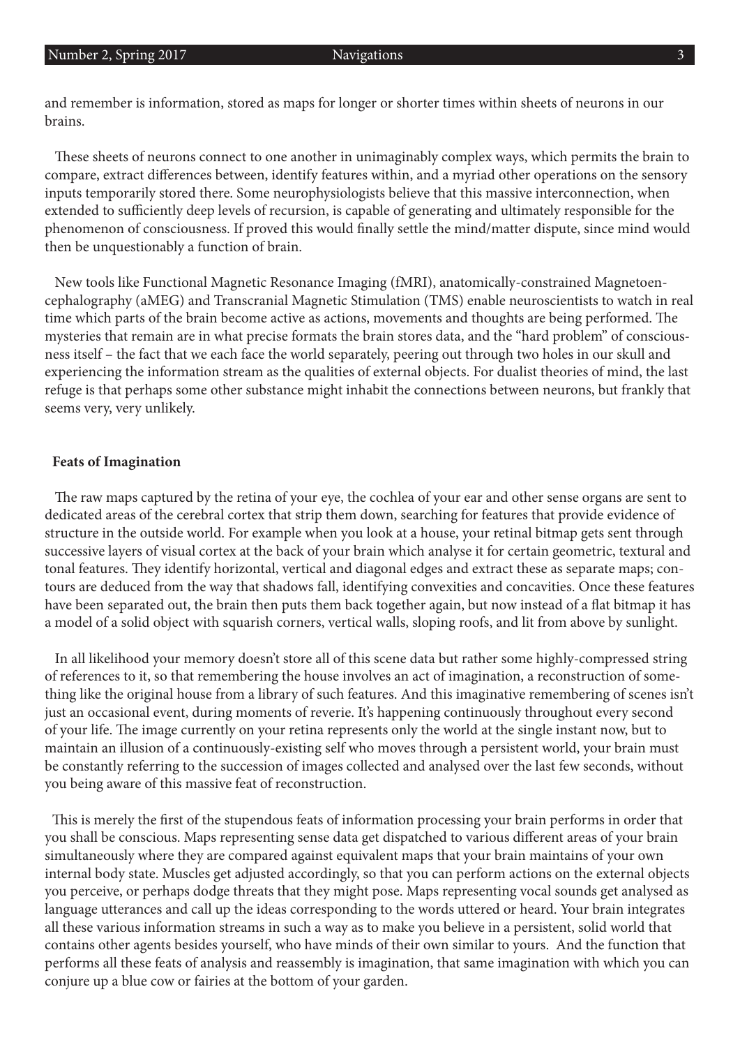and remember is information, stored as maps for longer or shorter times within sheets of neurons in our brains.

These sheets of neurons connect to one another in unimaginably complex ways, which permits the brain to compare, extract differences between, identify features within, and a myriad other operations on the sensory inputs temporarily stored there. Some neurophysiologists believe that this massive interconnection, when extended to sufficiently deep levels of recursion, is capable of generating and ultimately responsible for the phenomenon of consciousness. If proved this would finally settle the mind/matter dispute, since mind would then be unquestionably a function of brain.

New tools like Functional Magnetic Resonance Imaging (fMRI), anatomically-constrained Magnetoencephalography (aMEG) and Transcranial Magnetic Stimulation (TMS) enable neuroscientists to watch in real time which parts of the brain become active as actions, movements and thoughts are being performed. The mysteries that remain are in what precise formats the brain stores data, and the "hard problem" of consciousness itself – the fact that we each face the world separately, peering out through two holes in our skull and experiencing the information stream as the qualities of external objects. For dualist theories of mind, the last refuge is that perhaps some other substance might inhabit the connections between neurons, but frankly that seems very, very unlikely.

**Feats of Imagination**

The raw maps captured by the retina of your eye, the cochlea of your ear and other sense organs are sent to dedicated areas of the cerebral cortex that strip them down, searching for features that provide evidence of structure in the outside world. For example when you look at a house, your retinal bitmap gets sent through successive layers of visual cortex at the back of your brain which analyse it for certain geometric, textural and tonal features. They identify horizontal, vertical and diagonal edges and extract these as separate maps; contours are deduced from the way that shadows fall, identifying convexities and concavities. Once these features have been separated out, the brain then puts them back together again, but now instead of a flat bitmap it has a model of a solid object with squarish corners, vertical walls, sloping roofs, and lit from above by sunlight.

In all likelihood your memory doesn't store all of this scene data but rather some highly-compressed string of references to it, so that remembering the house involves an act of imagination, a reconstruction of something like the original house from a library of such features. And this imaginative remembering of scenes isn't just an occasional event, during moments of reverie. It's happening continuously throughout every second of your life. The image currently on your retina represents only the world at the single instant now, but to maintain an illusion of a continuously-existing self who moves through a persistent world, your brain must be constantly referring to the succession of images collected and analysed over the last few seconds, without you being aware of this massive feat of reconstruction.

This is merely the first of the stupendous feats of information processing your brain performs in order that you shall be conscious. Maps representing sense data get dispatched to various different areas of your brain simultaneously where they are compared against equivalent maps that your brain maintains of your own internal body state. Muscles get adjusted accordingly, so that you can perform actions on the external objects you perceive, or perhaps dodge threats that they might pose. Maps representing vocal sounds get analysed as language utterances and call up the ideas corresponding to the words uttered or heard. Your brain integrates all these various information streams in such a way as to make you believe in a persistent, solid world that contains other agents besides yourself, who have minds of their own similar to yours. And the function that performs all these feats of analysis and reassembly is imagination, that same imagination with which you can conjure up a blue cow or fairies at the bottom of your garden.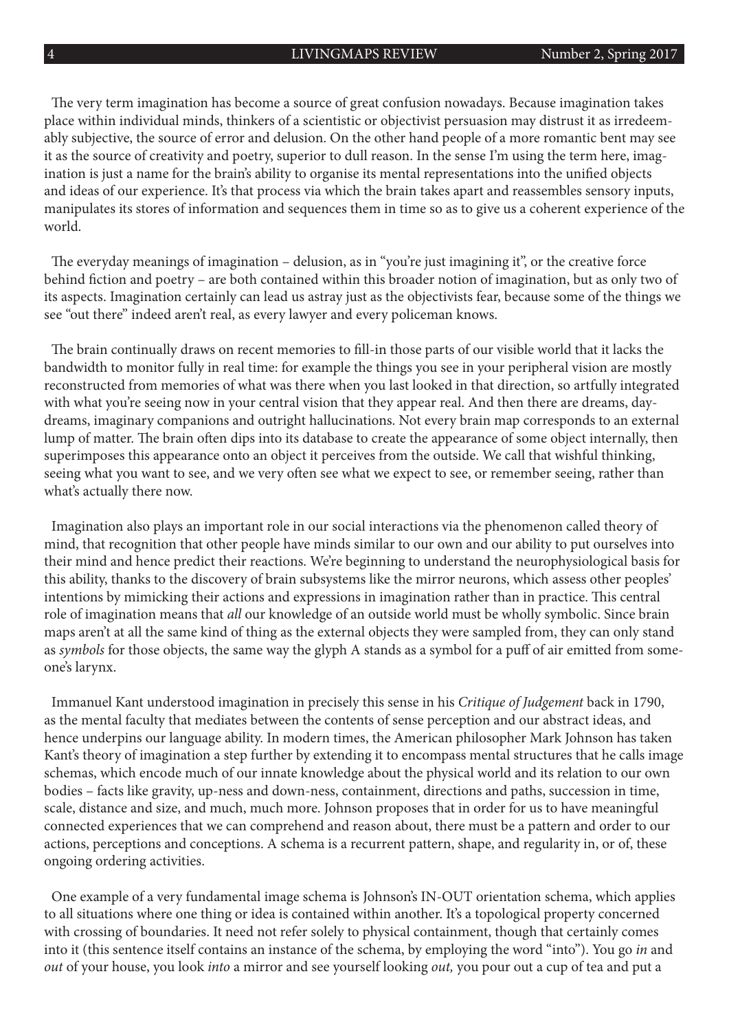The very term imagination has become a source of great confusion nowadays. Because imagination takes place within individual minds, thinkers of a scientistic or objectivist persuasion may distrust it as irredeemably subjective, the source of error and delusion. On the other hand people of a more romantic bent may see it as the source of creativity and poetry, superior to dull reason. In the sense I'm using the term here, imagination is just a name for the brain's ability to organise its mental representations into the unified objects and ideas of our experience. It's that process via which the brain takes apart and reassembles sensory inputs, manipulates its stores of information and sequences them in time so as to give us a coherent experience of the world.

The everyday meanings of imagination – delusion, as in "you're just imagining it", or the creative force behind fiction and poetry – are both contained within this broader notion of imagination, but as only two of its aspects. Imagination certainly can lead us astray just as the objectivists fear, because some of the things we see "out there" indeed aren't real, as every lawyer and every policeman knows.

The brain continually draws on recent memories to fill-in those parts of our visible world that it lacks the bandwidth to monitor fully in real time: for example the things you see in your peripheral vision are mostly reconstructed from memories of what was there when you last looked in that direction, so artfully integrated with what you're seeing now in your central vision that they appear real. And then there are dreams, daydreams, imaginary companions and outright hallucinations. Not every brain map corresponds to an external lump of matter. The brain often dips into its database to create the appearance of some object internally, then superimposes this appearance onto an object it perceives from the outside. We call that wishful thinking, seeing what you want to see, and we very often see what we expect to see, or remember seeing, rather than what's actually there now.

Imagination also plays an important role in our social interactions via the phenomenon called theory of mind, that recognition that other people have minds similar to our own and our ability to put ourselves into their mind and hence predict their reactions. We're beginning to understand the neurophysiological basis for this ability, thanks to the discovery of brain subsystems like the mirror neurons, which assess other peoples' intentions by mimicking their actions and expressions in imagination rather than in practice. This central role of imagination means that *all* our knowledge of an outside world must be wholly symbolic. Since brain maps aren't at all the same kind of thing as the external objects they were sampled from, they can only stand as *symbols* for those objects, the same way the glyph A stands as a symbol for a puff of air emitted from someone's larynx.

Immanuel Kant understood imagination in precisely this sense in his *Critique of Judgement* back in 1790, as the mental faculty that mediates between the contents of sense perception and our abstract ideas, and hence underpins our language ability. In modern times, the American philosopher Mark Johnson has taken Kant's theory of imagination a step further by extending it to encompass mental structures that he calls image schemas, which encode much of our innate knowledge about the physical world and its relation to our own bodies – facts like gravity, up-ness and down-ness, containment, directions and paths, succession in time, scale, distance and size, and much, much more. Johnson proposes that in order for us to have meaningful connected experiences that we can comprehend and reason about, there must be a pattern and order to our actions, perceptions and conceptions. A schema is a recurrent pattern, shape, and regularity in, or of, these ongoing ordering activities.

One example of a very fundamental image schema is Johnson's IN-OUT orientation schema, which applies to all situations where one thing or idea is contained within another. It's a topological property concerned with crossing of boundaries. It need not refer solely to physical containment, though that certainly comes into it (this sentence itself contains an instance of the schema, by employing the word "into"). You go *in* and *out* of your house, you look *into* a mirror and see yourself looking *out,* you pour out a cup of tea and put a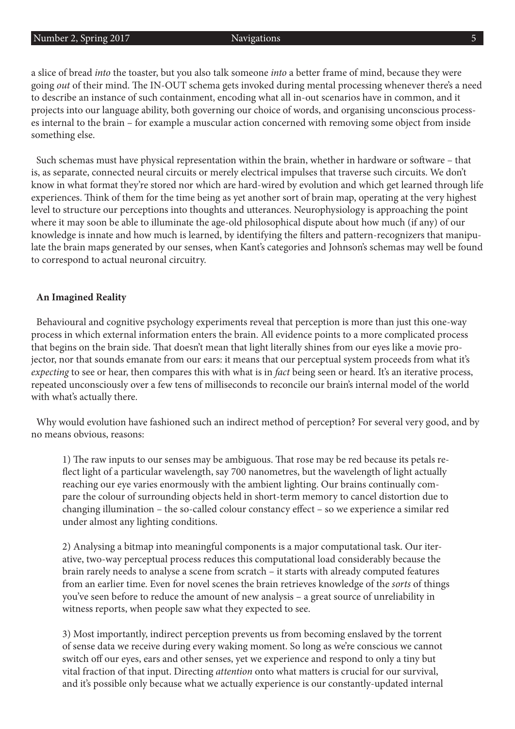a slice of bread *into* the toaster, but you also talk someone *into* a better frame of mind, because they were going *out* of their mind. The IN-OUT schema gets invoked during mental processing whenever there's a need to describe an instance of such containment, encoding what all in-out scenarios have in common, and it projects into our language ability, both governing our choice of words, and organising unconscious processes internal to the brain – for example a muscular action concerned with removing some object from inside something else.

Such schemas must have physical representation within the brain, whether in hardware or software – that is, as separate, connected neural circuits or merely electrical impulses that traverse such circuits. We don't know in what format they're stored nor which are hard-wired by evolution and which get learned through life experiences. Think of them for the time being as yet another sort of brain map, operating at the very highest level to structure our perceptions into thoughts and utterances. Neurophysiology is approaching the point where it may soon be able to illuminate the age-old philosophical dispute about how much (if any) of our knowledge is innate and how much is learned, by identifying the filters and pattern-recognizers that manipulate the brain maps generated by our senses, when Kant's categories and Johnson's schemas may well be found to correspond to actual neuronal circuitry.

**An Imagined Reality**

Behavioural and cognitive psychology experiments reveal that perception is more than just this one-way process in which external information enters the brain. All evidence points to a more complicated process that begins on the brain side. That doesn't mean that light literally shines from our eyes like a movie projector, nor that sounds emanate from our ears: it means that our perceptual system proceeds from what it's *expecting* to see or hear, then compares this with what is in *fact* being seen or heard. It's an iterative process, repeated unconsciously over a few tens of milliseconds to reconcile our brain's internal model of the world with what's actually there.

Why would evolution have fashioned such an indirect method of perception? For several very good, and by no means obvious, reasons:

1) The raw inputs to our senses may be ambiguous. That rose may be red because its petals reflect light of a particular wavelength, say 700 nanometres, but the wavelength of light actually reaching our eye varies enormously with the ambient lighting. Our brains continually compare the colour of surrounding objects held in short-term memory to cancel distortion due to changing illumination – the so-called colour constancy effect – so we experience a similar red under almost any lighting conditions.

2) Analysing a bitmap into meaningful components is a major computational task. Our iterative, two-way perceptual process reduces this computational load considerably because the brain rarely needs to analyse a scene from scratch – it starts with already computed features from an earlier time. Even for novel scenes the brain retrieves knowledge of the *sorts* of things you've seen before to reduce the amount of new analysis – a great source of unreliability in witness reports, when people saw what they expected to see.

3) Most importantly, indirect perception prevents us from becoming enslaved by the torrent of sense data we receive during every waking moment. So long as we're conscious we cannot switch off our eyes, ears and other senses, yet we experience and respond to only a tiny but vital fraction of that input. Directing *attention* onto what matters is crucial for our survival, and it's possible only because what we actually experience is our constantly-updated internal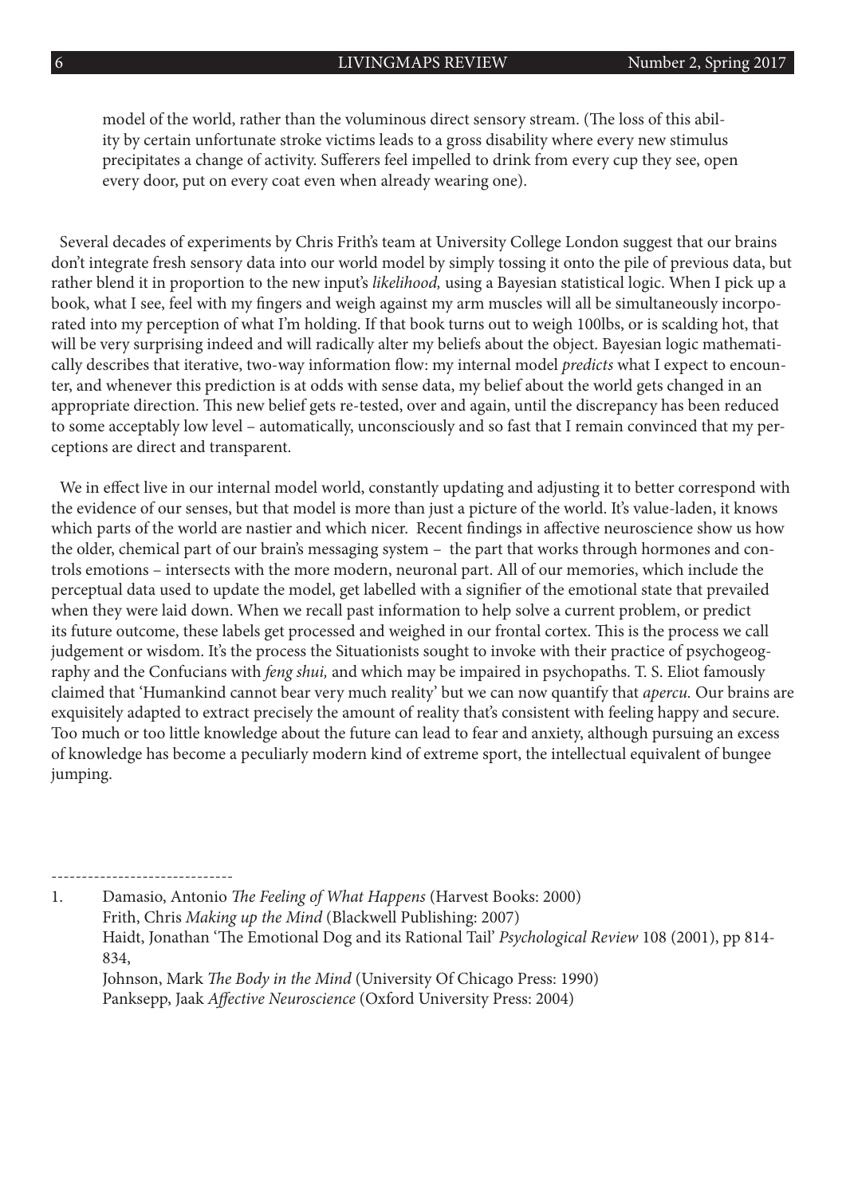model of the world, rather than the voluminous direct sensory stream. (The loss of this ability by certain unfortunate stroke victims leads to a gross disability where every new stimulus precipitates a change of activity. Sufferers feel impelled to drink from every cup they see, open every door, put on every coat even when already wearing one).

Several decades of experiments by Chris Frith's team at University College London suggest that our brains don't integrate fresh sensory data into our world model by simply tossing it onto the pile of previous data, but rather blend it in proportion to the new input's *likelihood,* using a Bayesian statistical logic. When I pick up a book, what I see, feel with my fingers and weigh against my arm muscles will all be simultaneously incorporated into my perception of what I'm holding. If that book turns out to weigh 100lbs, or is scalding hot, that will be very surprising indeed and will radically alter my beliefs about the object. Bayesian logic mathematically describes that iterative, two-way information flow: my internal model *predicts* what I expect to encounter, and whenever this prediction is at odds with sense data, my belief about the world gets changed in an appropriate direction. This new belief gets re-tested, over and again, until the discrepancy has been reduced to some acceptably low level – automatically, unconsciously and so fast that I remain convinced that my perceptions are direct and transparent.

We in effect live in our internal model world, constantly updating and adjusting it to better correspond with the evidence of our senses, but that model is more than just a picture of the world. It's value-laden, it knows which parts of the world are nastier and which nicer. Recent findings in affective neuroscience show us how the older, chemical part of our brain's messaging system – the part that works through hormones and controls emotions – intersects with the more modern, neuronal part. All of our memories, which include the perceptual data used to update the model, get labelled with a signifier of the emotional state that prevailed when they were laid down. When we recall past information to help solve a current problem, or predict its future outcome, these labels get processed and weighed in our frontal cortex. This is the process we call judgement or wisdom. It's the process the Situationists sought to invoke with their practice of psychogeography and the Confucians with *feng shui,* and which may be impaired in psychopaths. T. S. Eliot famously claimed that 'Humankind cannot bear very much reality' but we can now quantify that *apercu.* Our brains are exquisitely adapted to extract precisely the amount of reality that's consistent with feeling happy and secure. Too much or too little knowledge about the future can lead to fear and anxiety, although pursuing an excess of knowledge has become a peculiarly modern kind of extreme sport, the intellectual equivalent of bungee jumping.

------------------------------

1. Damasio, Antonio *The Feeling of What Happens* (Harvest Books: 2000)
   Frith, Chris *Making up the Mind* (Blackwell Publishing: 2007)
   Haidt, Jonathan 'The Emotional Dog and its Rational Tail' *Psychological Review* 108 (2001), pp 814-834,
   Johnson, Mark *The Body in the Mind* (University Of Chicago Press: 1990)
   Panksepp, Jaak *Affective Neuroscience* (Oxford University Press: 2004)